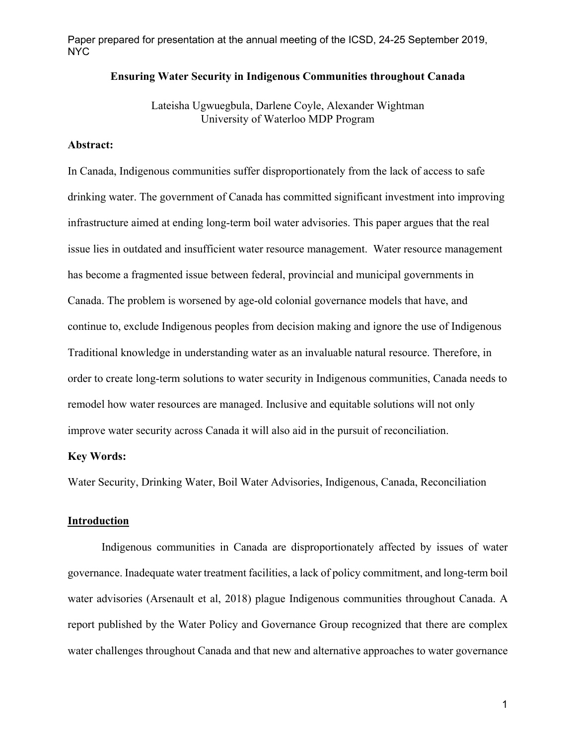Paper prepared for presentation at the annual meeting of the ICSD, 24-25 September 2019, NYC

# Ensuring Water Security in Indigenous Communities throughout Canada

Lateisha Ugwuegbula, Darlene Coyle, Alexander Wightman
University of Waterloo MDP Program

**Abstract:**

In Canada, Indigenous communities suffer disproportionately from the lack of access to safe drinking water. The government of Canada has committed significant investment into improving infrastructure aimed at ending long-term boil water advisories. This paper argues that the real issue lies in outdated and insufficient water resource management. Water resource management has become a fragmented issue between federal, provincial and municipal governments in Canada. The problem is worsened by age-old colonial governance models that have, and continue to, exclude Indigenous peoples from decision making and ignore the use of Indigenous Traditional knowledge in understanding water as an invaluable natural resource. Therefore, in order to create long-term solutions to water security in Indigenous communities, Canada needs to remodel how water resources are managed. Inclusive and equitable solutions will not only improve water security across Canada it will also aid in the pursuit of reconciliation.

**Key Words:**

Water Security, Drinking Water, Boil Water Advisories, Indigenous, Canada, Reconciliation

## Introduction

Indigenous communities in Canada are disproportionately affected by issues of water governance. Inadequate water treatment facilities, a lack of policy commitment, and long-term boil water advisories (Arsenault et al, 2018) plague Indigenous communities throughout Canada. A report published by the Water Policy and Governance Group recognized that there are complex water challenges throughout Canada and that new and alternative approaches to water governance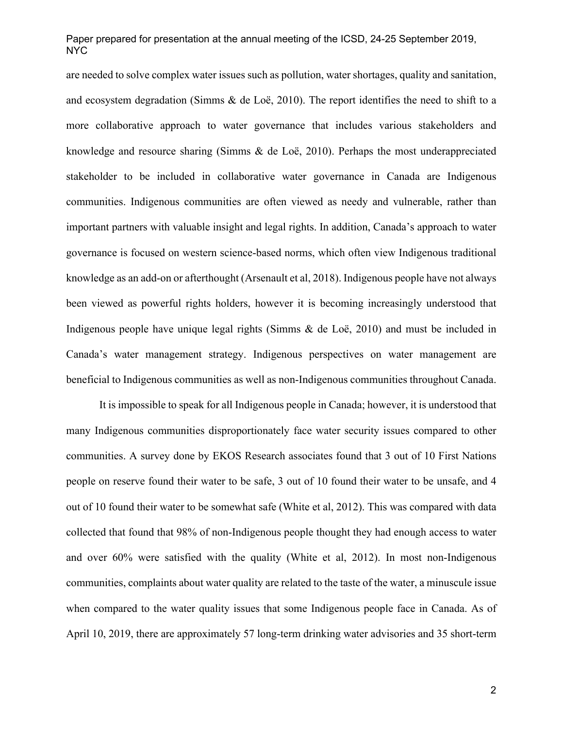are needed to solve complex water issues such as pollution, water shortages, quality and sanitation, and ecosystem degradation (Simms & de Loë, 2010). The report identifies the need to shift to a more collaborative approach to water governance that includes various stakeholders and knowledge and resource sharing (Simms & de Loë, 2010). Perhaps the most underappreciated stakeholder to be included in collaborative water governance in Canada are Indigenous communities. Indigenous communities are often viewed as needy and vulnerable, rather than important partners with valuable insight and legal rights. In addition, Canada's approach to water governance is focused on western science-based norms, which often view Indigenous traditional knowledge as an add-on or afterthought (Arsenault et al, 2018). Indigenous people have not always been viewed as powerful rights holders, however it is becoming increasingly understood that Indigenous people have unique legal rights (Simms & de Loë, 2010) and must be included in Canada's water management strategy. Indigenous perspectives on water management are beneficial to Indigenous communities as well as non-Indigenous communities throughout Canada.

It is impossible to speak for all Indigenous people in Canada; however, it is understood that many Indigenous communities disproportionately face water security issues compared to other communities. A survey done by EKOS Research associates found that 3 out of 10 First Nations people on reserve found their water to be safe, 3 out of 10 found their water to be unsafe, and 4 out of 10 found their water to be somewhat safe (White et al, 2012). This was compared with data collected that found that 98% of non-Indigenous people thought they had enough access to water and over 60% were satisfied with the quality (White et al, 2012). In most non-Indigenous communities, complaints about water quality are related to the taste of the water, a minuscule issue when compared to the water quality issues that some Indigenous people face in Canada. As of April 10, 2019, there are approximately 57 long-term drinking water advisories and 35 short-term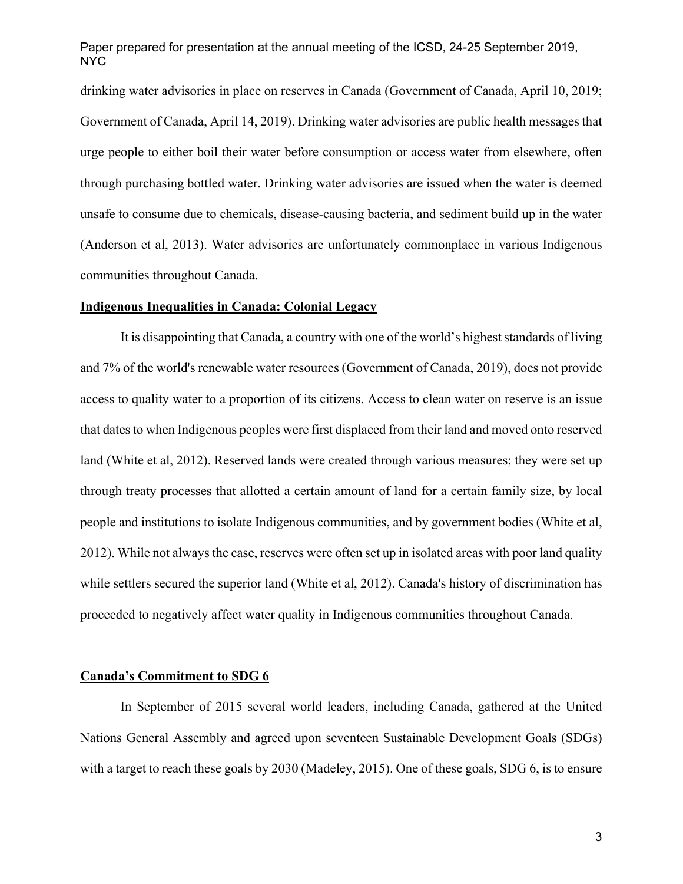drinking water advisories in place on reserves in Canada (Government of Canada, April 10, 2019; Government of Canada, April 14, 2019). Drinking water advisories are public health messages that urge people to either boil their water before consumption or access water from elsewhere, often through purchasing bottled water. Drinking water advisories are issued when the water is deemed unsafe to consume due to chemicals, disease-causing bacteria, and sediment build up in the water (Anderson et al, 2013). Water advisories are unfortunately commonplace in various Indigenous communities throughout Canada.

## Indigenous Inequalities in Canada: Colonial Legacy

It is disappointing that Canada, a country with one of the world's highest standards of living and 7% of the world's renewable water resources (Government of Canada, 2019), does not provide access to quality water to a proportion of its citizens. Access to clean water on reserve is an issue that dates to when Indigenous peoples were first displaced from their land and moved onto reserved land (White et al, 2012). Reserved lands were created through various measures; they were set up through treaty processes that allotted a certain amount of land for a certain family size, by local people and institutions to isolate Indigenous communities, and by government bodies (White et al, 2012). While not always the case, reserves were often set up in isolated areas with poor land quality while settlers secured the superior land (White et al, 2012). Canada's history of discrimination has proceeded to negatively affect water quality in Indigenous communities throughout Canada.

## Canada's Commitment to SDG 6

In September of 2015 several world leaders, including Canada, gathered at the United Nations General Assembly and agreed upon seventeen Sustainable Development Goals (SDGs) with a target to reach these goals by 2030 (Madeley, 2015). One of these goals, SDG 6, is to ensure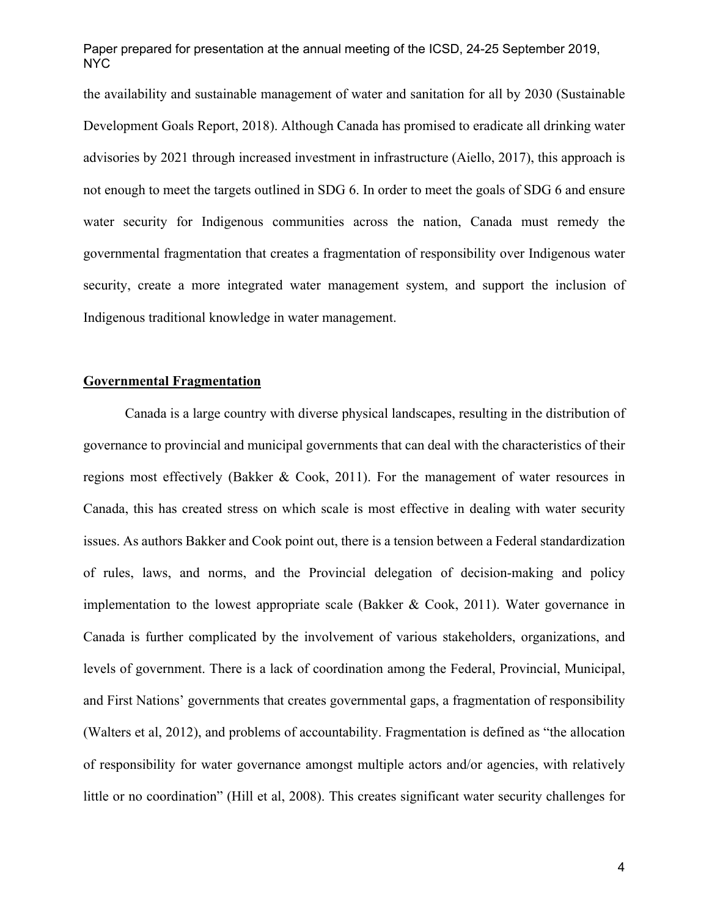the availability and sustainable management of water and sanitation for all by 2030 (Sustainable Development Goals Report, 2018). Although Canada has promised to eradicate all drinking water advisories by 2021 through increased investment in infrastructure (Aiello, 2017), this approach is not enough to meet the targets outlined in SDG 6. In order to meet the goals of SDG 6 and ensure water security for Indigenous communities across the nation, Canada must remedy the governmental fragmentation that creates a fragmentation of responsibility over Indigenous water security, create a more integrated water management system, and support the inclusion of Indigenous traditional knowledge in water management.

## Governmental Fragmentation

Canada is a large country with diverse physical landscapes, resulting in the distribution of governance to provincial and municipal governments that can deal with the characteristics of their regions most effectively (Bakker & Cook, 2011). For the management of water resources in Canada, this has created stress on which scale is most effective in dealing with water security issues. As authors Bakker and Cook point out, there is a tension between a Federal standardization of rules, laws, and norms, and the Provincial delegation of decision-making and policy implementation to the lowest appropriate scale (Bakker & Cook, 2011). Water governance in Canada is further complicated by the involvement of various stakeholders, organizations, and levels of government. There is a lack of coordination among the Federal, Provincial, Municipal, and First Nations' governments that creates governmental gaps, a fragmentation of responsibility (Walters et al, 2012), and problems of accountability. Fragmentation is defined as "the allocation of responsibility for water governance amongst multiple actors and/or agencies, with relatively little or no coordination" (Hill et al, 2008). This creates significant water security challenges for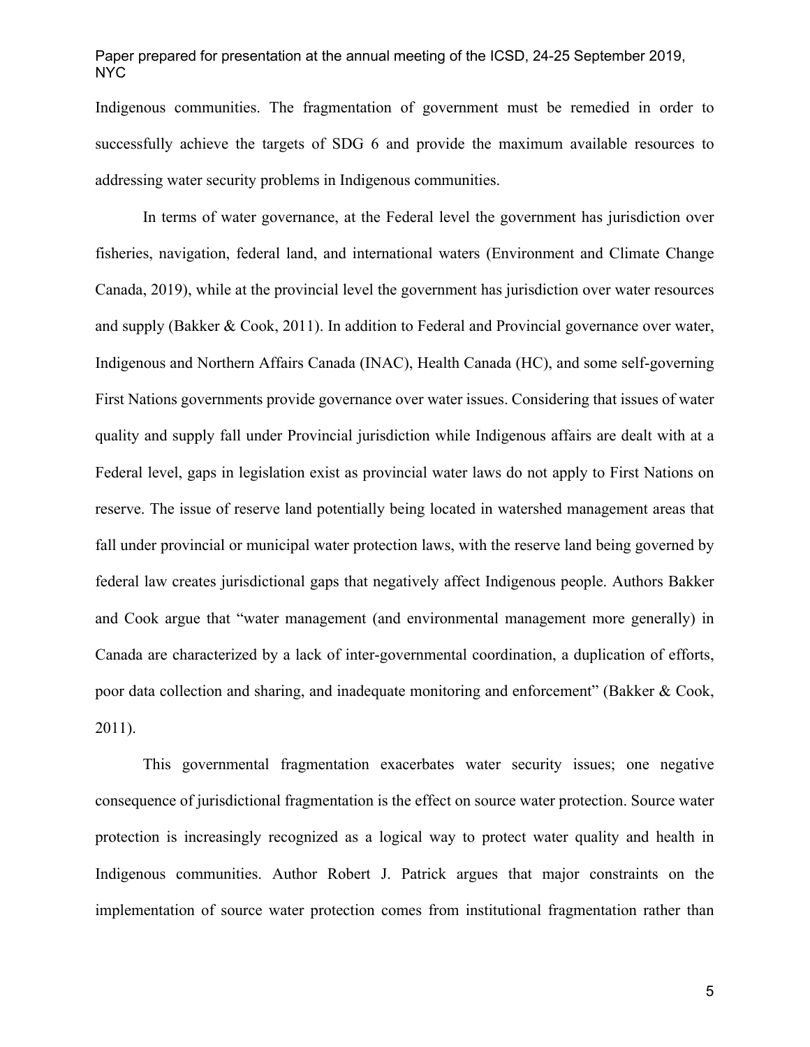Indigenous communities. The fragmentation of government must be remedied in order to successfully achieve the targets of SDG 6 and provide the maximum available resources to addressing water security problems in Indigenous communities.

In terms of water governance, at the Federal level the government has jurisdiction over fisheries, navigation, federal land, and international waters (Environment and Climate Change Canada, 2019), while at the provincial level the government has jurisdiction over water resources and supply (Bakker & Cook, 2011). In addition to Federal and Provincial governance over water, Indigenous and Northern Affairs Canada (INAC), Health Canada (HC), and some self-governing First Nations governments provide governance over water issues. Considering that issues of water quality and supply fall under Provincial jurisdiction while Indigenous affairs are dealt with at a Federal level, gaps in legislation exist as provincial water laws do not apply to First Nations on reserve. The issue of reserve land potentially being located in watershed management areas that fall under provincial or municipal water protection laws, with the reserve land being governed by federal law creates jurisdictional gaps that negatively affect Indigenous people. Authors Bakker and Cook argue that "water management (and environmental management more generally) in Canada are characterized by a lack of inter-governmental coordination, a duplication of efforts, poor data collection and sharing, and inadequate monitoring and enforcement" (Bakker & Cook, 2011).

This governmental fragmentation exacerbates water security issues; one negative consequence of jurisdictional fragmentation is the effect on source water protection. Source water protection is increasingly recognized as a logical way to protect water quality and health in Indigenous communities. Author Robert J. Patrick argues that major constraints on the implementation of source water protection comes from institutional fragmentation rather than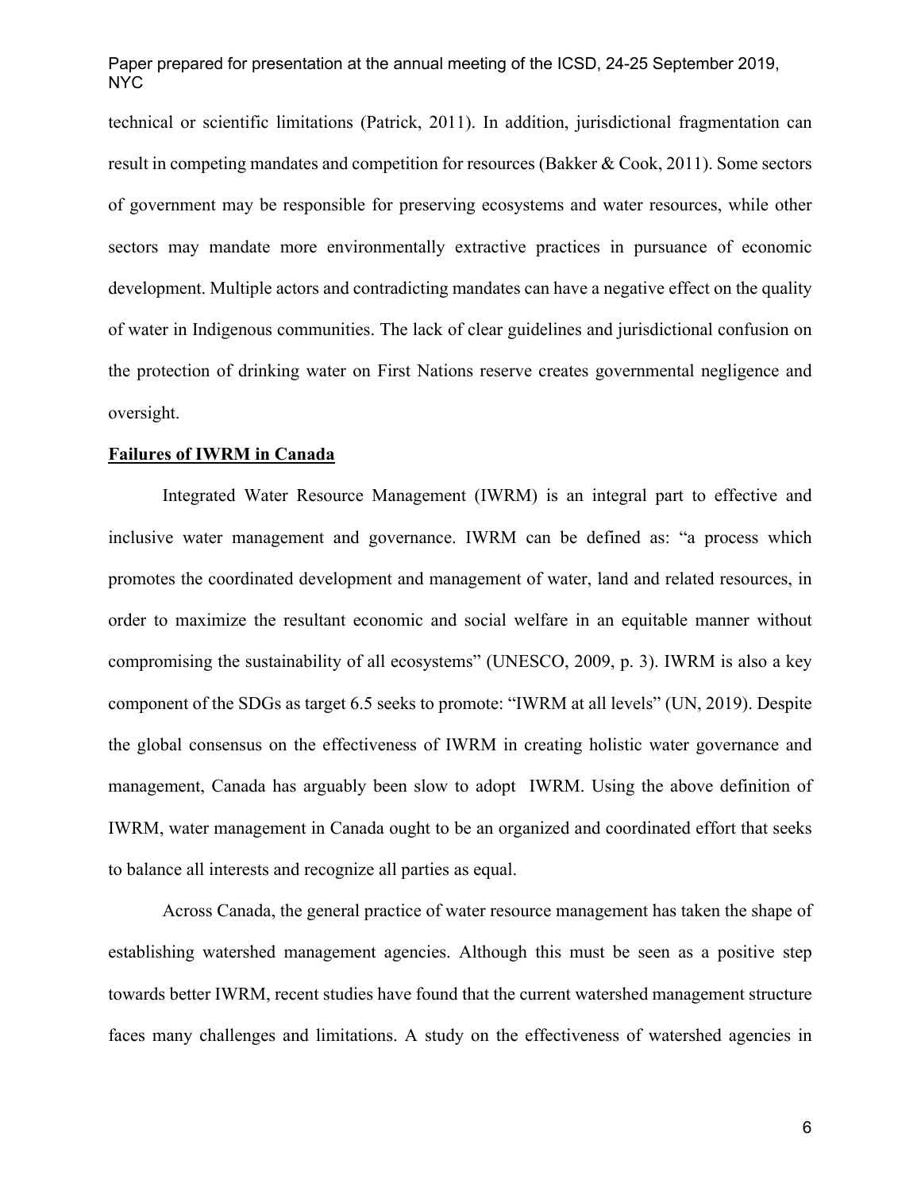technical or scientific limitations (Patrick, 2011). In addition, jurisdictional fragmentation can result in competing mandates and competition for resources (Bakker & Cook, 2011). Some sectors of government may be responsible for preserving ecosystems and water resources, while other sectors may mandate more environmentally extractive practices in pursuance of economic development. Multiple actors and contradicting mandates can have a negative effect on the quality of water in Indigenous communities. The lack of clear guidelines and jurisdictional confusion on the protection of drinking water on First Nations reserve creates governmental negligence and oversight.

## Failures of IWRM in Canada

Integrated Water Resource Management (IWRM) is an integral part to effective and inclusive water management and governance. IWRM can be defined as: "a process which promotes the coordinated development and management of water, land and related resources, in order to maximize the resultant economic and social welfare in an equitable manner without compromising the sustainability of all ecosystems" (UNESCO, 2009, p. 3). IWRM is also a key component of the SDGs as target 6.5 seeks to promote: "IWRM at all levels" (UN, 2019). Despite the global consensus on the effectiveness of IWRM in creating holistic water governance and management, Canada has arguably been slow to adopt IWRM. Using the above definition of IWRM, water management in Canada ought to be an organized and coordinated effort that seeks to balance all interests and recognize all parties as equal.

Across Canada, the general practice of water resource management has taken the shape of establishing watershed management agencies. Although this must be seen as a positive step towards better IWRM, recent studies have found that the current watershed management structure faces many challenges and limitations. A study on the effectiveness of watershed agencies in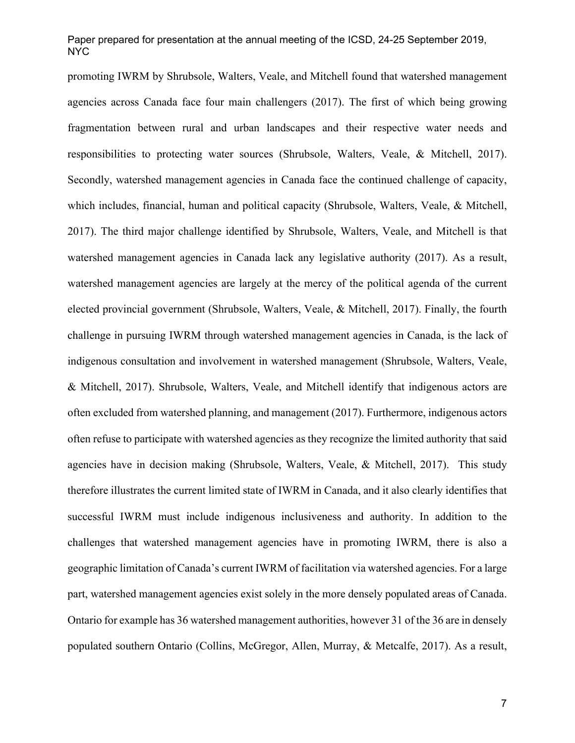promoting IWRM by Shrubsole, Walters, Veale, and Mitchell found that watershed management agencies across Canada face four main challengers (2017). The first of which being growing fragmentation between rural and urban landscapes and their respective water needs and responsibilities to protecting water sources (Shrubsole, Walters, Veale, & Mitchell, 2017). Secondly, watershed management agencies in Canada face the continued challenge of capacity, which includes, financial, human and political capacity (Shrubsole, Walters, Veale, & Mitchell, 2017). The third major challenge identified by Shrubsole, Walters, Veale, and Mitchell is that watershed management agencies in Canada lack any legislative authority (2017). As a result, watershed management agencies are largely at the mercy of the political agenda of the current elected provincial government (Shrubsole, Walters, Veale, & Mitchell, 2017). Finally, the fourth challenge in pursuing IWRM through watershed management agencies in Canada, is the lack of indigenous consultation and involvement in watershed management (Shrubsole, Walters, Veale, & Mitchell, 2017). Shrubsole, Walters, Veale, and Mitchell identify that indigenous actors are often excluded from watershed planning, and management (2017). Furthermore, indigenous actors often refuse to participate with watershed agencies as they recognize the limited authority that said agencies have in decision making (Shrubsole, Walters, Veale, & Mitchell, 2017). This study therefore illustrates the current limited state of IWRM in Canada, and it also clearly identifies that successful IWRM must include indigenous inclusiveness and authority. In addition to the challenges that watershed management agencies have in promoting IWRM, there is also a geographic limitation of Canada's current IWRM of facilitation via watershed agencies. For a large part, watershed management agencies exist solely in the more densely populated areas of Canada. Ontario for example has 36 watershed management authorities, however 31 of the 36 are in densely populated southern Ontario (Collins, McGregor, Allen, Murray, & Metcalfe, 2017). As a result,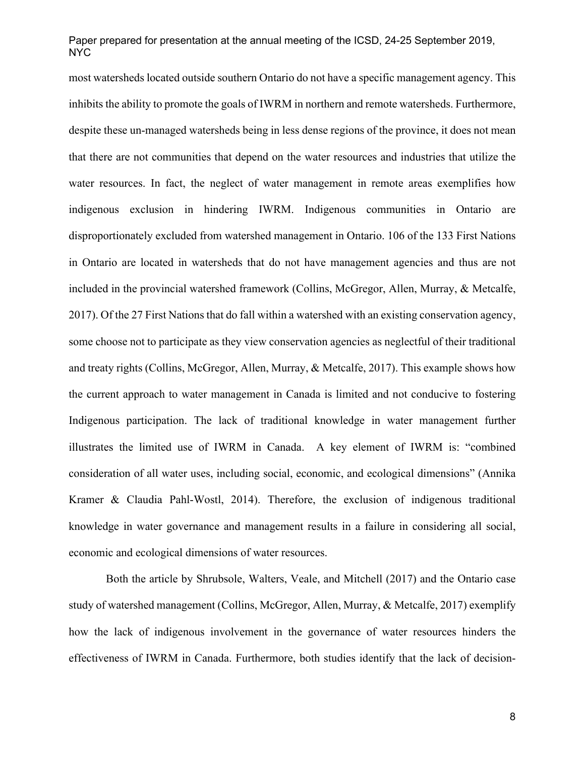most watersheds located outside southern Ontario do not have a specific management agency. This inhibits the ability to promote the goals of IWRM in northern and remote watersheds. Furthermore, despite these un-managed watersheds being in less dense regions of the province, it does not mean that there are not communities that depend on the water resources and industries that utilize the water resources. In fact, the neglect of water management in remote areas exemplifies how indigenous exclusion in hindering IWRM. Indigenous communities in Ontario are disproportionately excluded from watershed management in Ontario. 106 of the 133 First Nations in Ontario are located in watersheds that do not have management agencies and thus are not included in the provincial watershed framework (Collins, McGregor, Allen, Murray, & Metcalfe, 2017). Of the 27 First Nations that do fall within a watershed with an existing conservation agency, some choose not to participate as they view conservation agencies as neglectful of their traditional and treaty rights (Collins, McGregor, Allen, Murray, & Metcalfe, 2017). This example shows how the current approach to water management in Canada is limited and not conducive to fostering Indigenous participation. The lack of traditional knowledge in water management further illustrates the limited use of IWRM in Canada. A key element of IWRM is: "combined consideration of all water uses, including social, economic, and ecological dimensions" (Annika Kramer & Claudia Pahl-Wostl, 2014). Therefore, the exclusion of indigenous traditional knowledge in water governance and management results in a failure in considering all social, economic and ecological dimensions of water resources.

Both the article by Shrubsole, Walters, Veale, and Mitchell (2017) and the Ontario case study of watershed management (Collins, McGregor, Allen, Murray, & Metcalfe, 2017) exemplify how the lack of indigenous involvement in the governance of water resources hinders the effectiveness of IWRM in Canada. Furthermore, both studies identify that the lack of decision-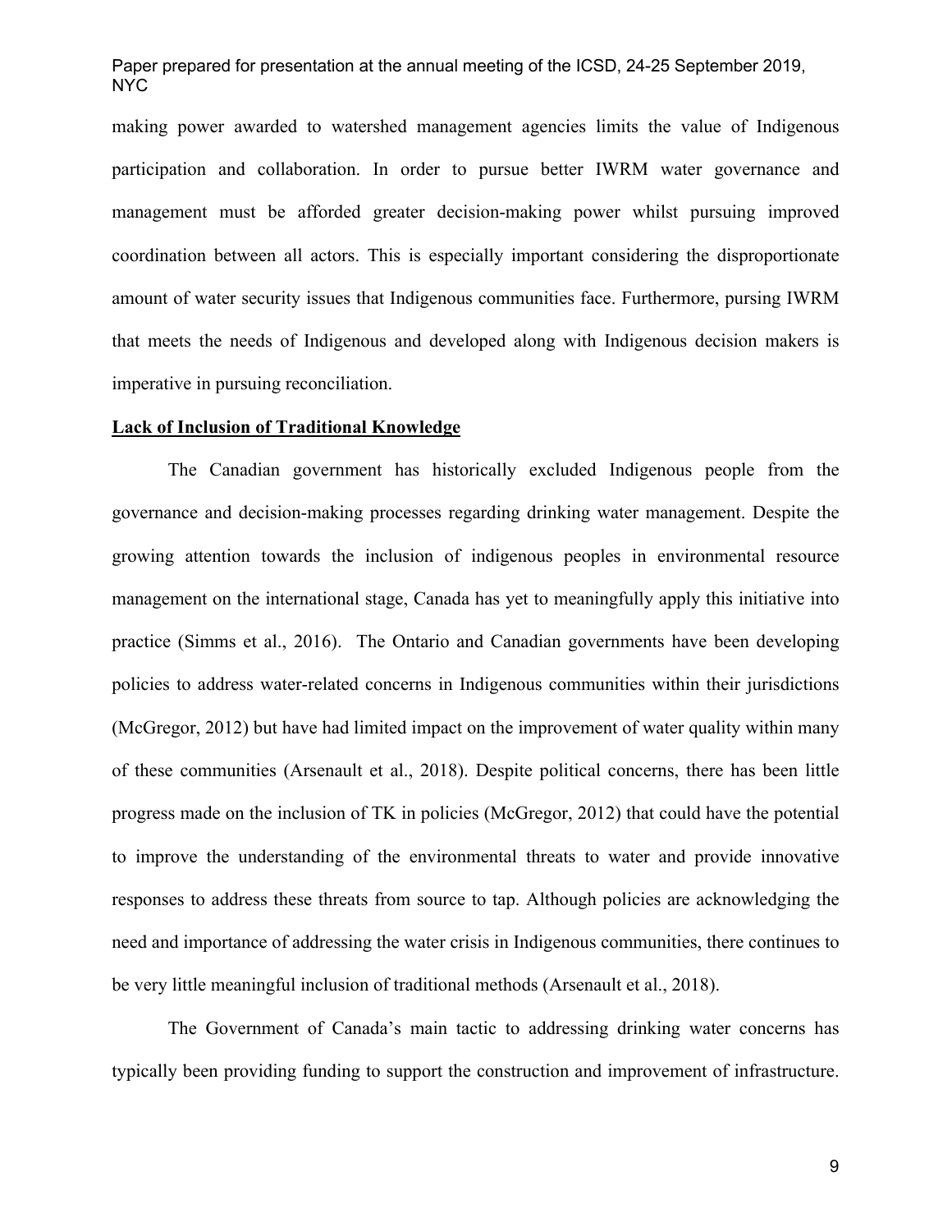making power awarded to watershed management agencies limits the value of Indigenous participation and collaboration. In order to pursue better IWRM water governance and management must be afforded greater decision-making power whilst pursuing improved coordination between all actors. This is especially important considering the disproportionate amount of water security issues that Indigenous communities face. Furthermore, pursing IWRM that meets the needs of Indigenous and developed along with Indigenous decision makers is imperative in pursuing reconciliation.

**Lack of Inclusion of Traditional Knowledge**

The Canadian government has historically excluded Indigenous people from the governance and decision-making processes regarding drinking water management. Despite the growing attention towards the inclusion of indigenous peoples in environmental resource management on the international stage, Canada has yet to meaningfully apply this initiative into practice (Simms et al., 2016). The Ontario and Canadian governments have been developing policies to address water-related concerns in Indigenous communities within their jurisdictions (McGregor, 2012) but have had limited impact on the improvement of water quality within many of these communities (Arsenault et al., 2018). Despite political concerns, there has been little progress made on the inclusion of TK in policies (McGregor, 2012) that could have the potential to improve the understanding of the environmental threats to water and provide innovative responses to address these threats from source to tap. Although policies are acknowledging the need and importance of addressing the water crisis in Indigenous communities, there continues to be very little meaningful inclusion of traditional methods (Arsenault et al., 2018).

The Government of Canada's main tactic to addressing drinking water concerns has typically been providing funding to support the construction and improvement of infrastructure.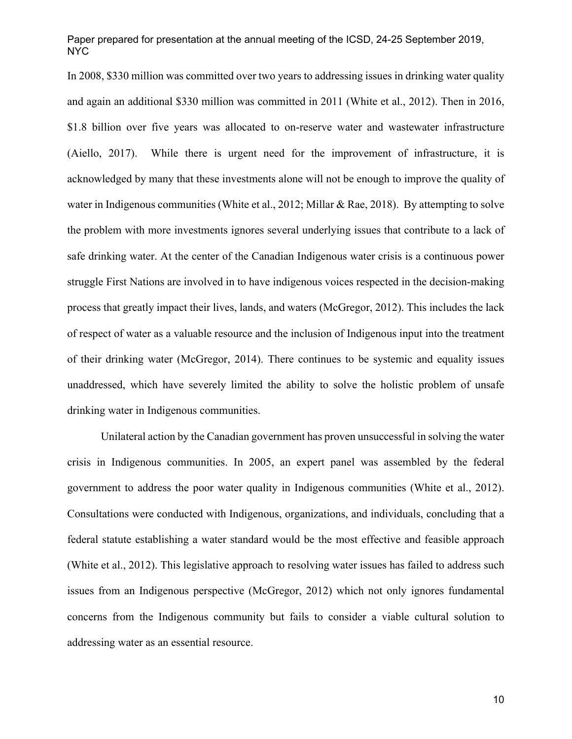In 2008, $330 million was committed over two years to addressing issues in drinking water quality and again an additional $330 million was committed in 2011 (White et al., 2012). Then in 2016, $1.8 billion over five years was allocated to on-reserve water and wastewater infrastructure (Aiello, 2017). While there is urgent need for the improvement of infrastructure, it is acknowledged by many that these investments alone will not be enough to improve the quality of water in Indigenous communities (White et al., 2012; Millar & Rae, 2018). By attempting to solve the problem with more investments ignores several underlying issues that contribute to a lack of safe drinking water. At the center of the Canadian Indigenous water crisis is a continuous power struggle First Nations are involved in to have indigenous voices respected in the decision-making process that greatly impact their lives, lands, and waters (McGregor, 2012). This includes the lack of respect of water as a valuable resource and the inclusion of Indigenous input into the treatment of their drinking water (McGregor, 2014). There continues to be systemic and equality issues unaddressed, which have severely limited the ability to solve the holistic problem of unsafe drinking water in Indigenous communities.

Unilateral action by the Canadian government has proven unsuccessful in solving the water crisis in Indigenous communities. In 2005, an expert panel was assembled by the federal government to address the poor water quality in Indigenous communities (White et al., 2012). Consultations were conducted with Indigenous, organizations, and individuals, concluding that a federal statute establishing a water standard would be the most effective and feasible approach (White et al., 2012). This legislative approach to resolving water issues has failed to address such issues from an Indigenous perspective (McGregor, 2012) which not only ignores fundamental concerns from the Indigenous community but fails to consider a viable cultural solution to addressing water as an essential resource.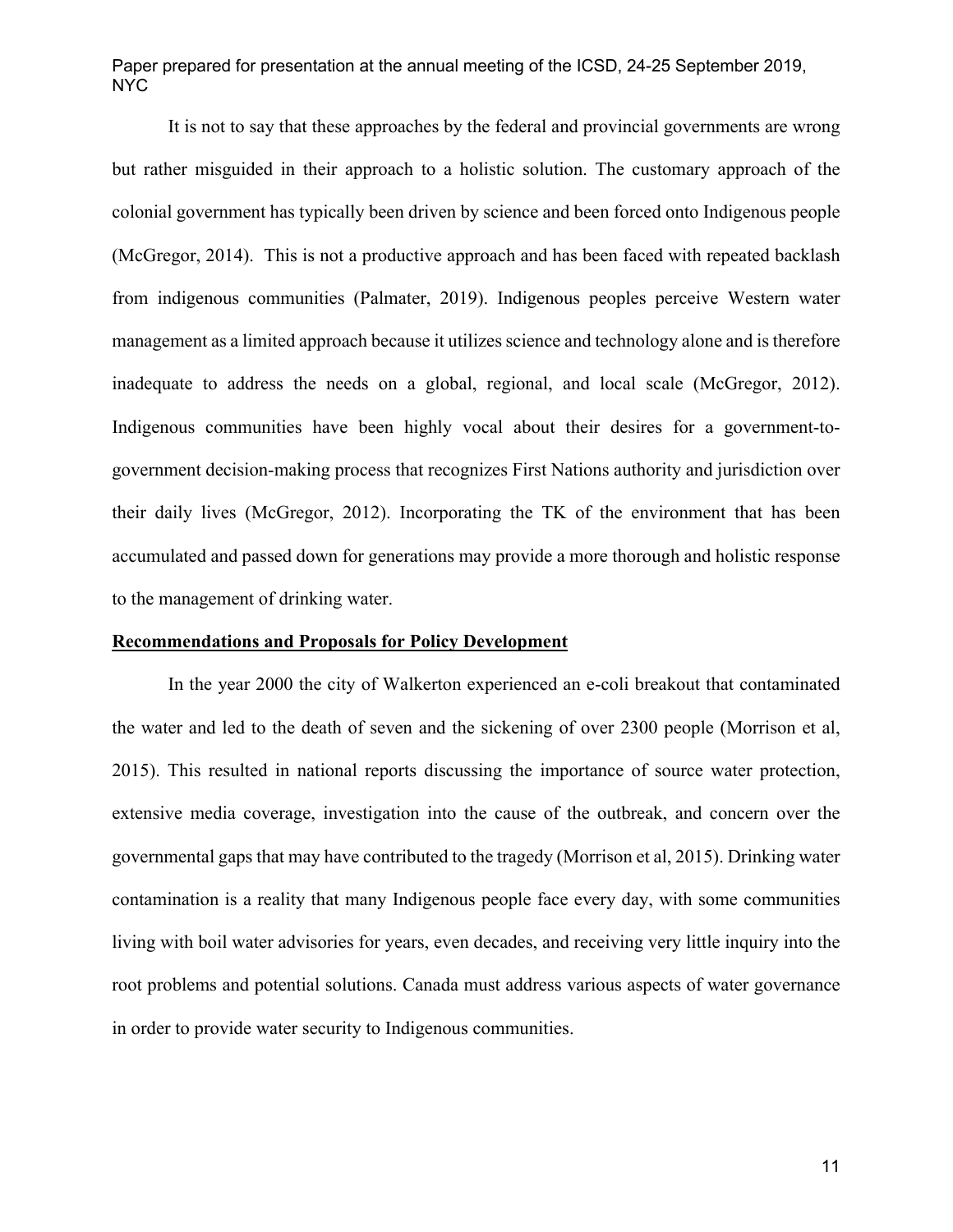It is not to say that these approaches by the federal and provincial governments are wrong but rather misguided in their approach to a holistic solution. The customary approach of the colonial government has typically been driven by science and been forced onto Indigenous people (McGregor, 2014). This is not a productive approach and has been faced with repeated backlash from indigenous communities (Palmater, 2019). Indigenous peoples perceive Western water management as a limited approach because it utilizes science and technology alone and is therefore inadequate to address the needs on a global, regional, and local scale (McGregor, 2012). Indigenous communities have been highly vocal about their desires for a government-to-government decision-making process that recognizes First Nations authority and jurisdiction over their daily lives (McGregor, 2012). Incorporating the TK of the environment that has been accumulated and passed down for generations may provide a more thorough and holistic response to the management of drinking water.

## Recommendations and Proposals for Policy Development

In the year 2000 the city of Walkerton experienced an e-coli breakout that contaminated the water and led to the death of seven and the sickening of over 2300 people (Morrison et al, 2015). This resulted in national reports discussing the importance of source water protection, extensive media coverage, investigation into the cause of the outbreak, and concern over the governmental gaps that may have contributed to the tragedy (Morrison et al, 2015). Drinking water contamination is a reality that many Indigenous people face every day, with some communities living with boil water advisories for years, even decades, and receiving very little inquiry into the root problems and potential solutions. Canada must address various aspects of water governance in order to provide water security to Indigenous communities.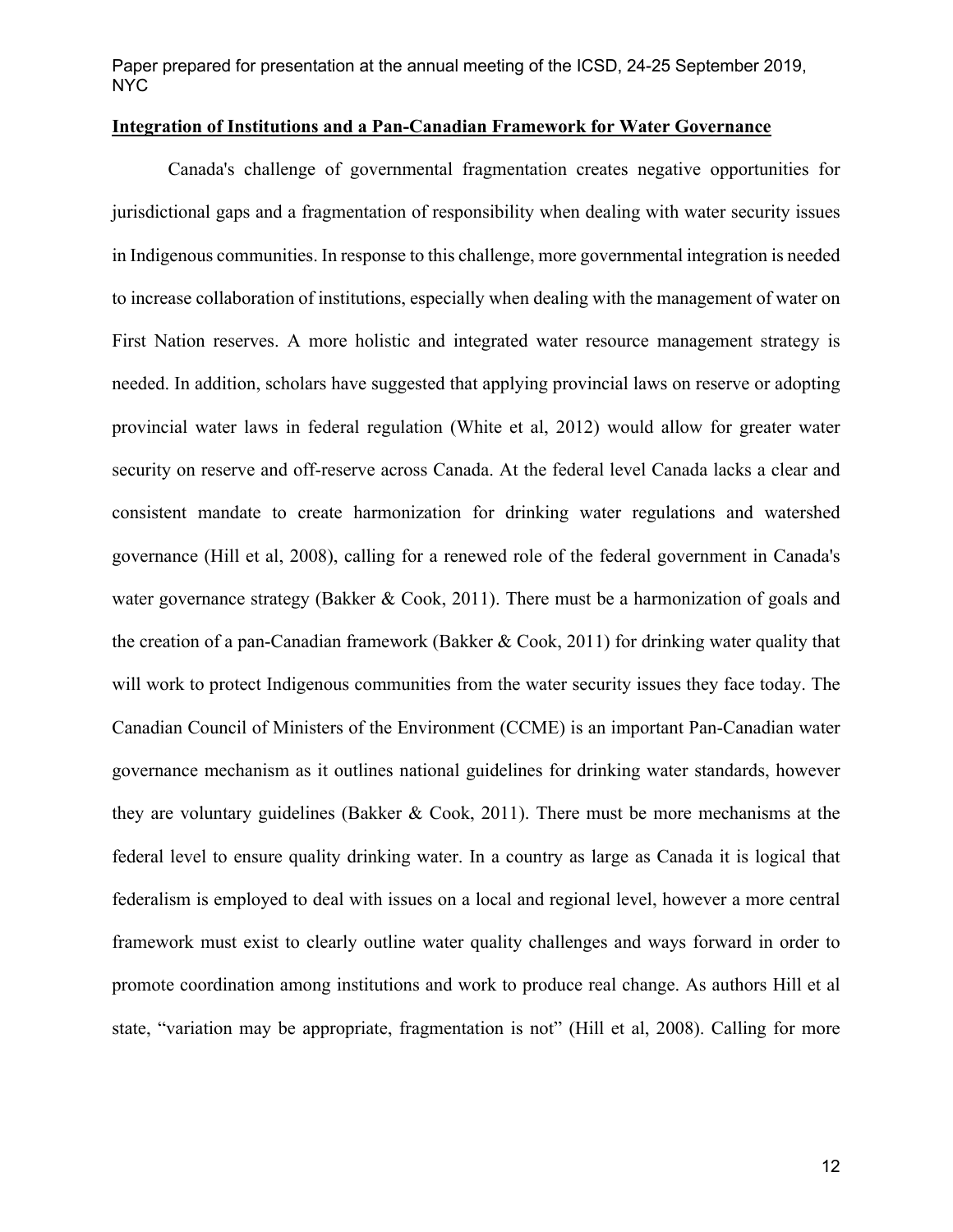## **Integration of Institutions and a Pan-Canadian Framework for Water Governance**

Canada's challenge of governmental fragmentation creates negative opportunities for jurisdictional gaps and a fragmentation of responsibility when dealing with water security issues in Indigenous communities. In response to this challenge, more governmental integration is needed to increase collaboration of institutions, especially when dealing with the management of water on First Nation reserves. A more holistic and integrated water resource management strategy is needed. In addition, scholars have suggested that applying provincial laws on reserve or adopting provincial water laws in federal regulation (White et al, 2012) would allow for greater water security on reserve and off-reserve across Canada. At the federal level Canada lacks a clear and consistent mandate to create harmonization for drinking water regulations and watershed governance (Hill et al, 2008), calling for a renewed role of the federal government in Canada's water governance strategy (Bakker & Cook, 2011). There must be a harmonization of goals and the creation of a pan-Canadian framework (Bakker & Cook, 2011) for drinking water quality that will work to protect Indigenous communities from the water security issues they face today. The Canadian Council of Ministers of the Environment (CCME) is an important Pan-Canadian water governance mechanism as it outlines national guidelines for drinking water standards, however they are voluntary guidelines (Bakker & Cook, 2011). There must be more mechanisms at the federal level to ensure quality drinking water. In a country as large as Canada it is logical that federalism is employed to deal with issues on a local and regional level, however a more central framework must exist to clearly outline water quality challenges and ways forward in order to promote coordination among institutions and work to produce real change. As authors Hill et al state, "variation may be appropriate, fragmentation is not" (Hill et al, 2008). Calling for more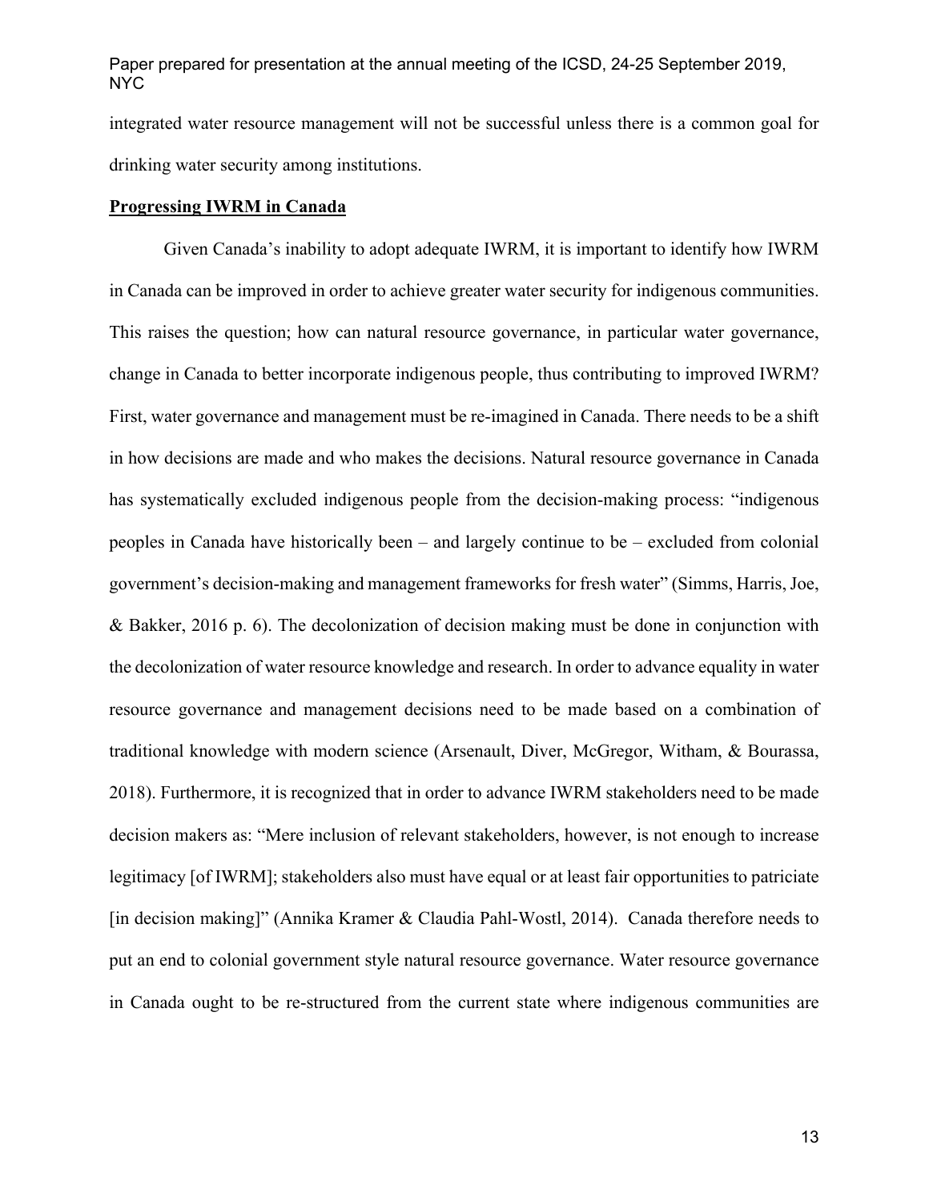integrated water resource management will not be successful unless there is a common goal for drinking water security among institutions.

**Progressing IWRM in Canada**

Given Canada's inability to adopt adequate IWRM, it is important to identify how IWRM in Canada can be improved in order to achieve greater water security for indigenous communities. This raises the question; how can natural resource governance, in particular water governance, change in Canada to better incorporate indigenous people, thus contributing to improved IWRM? First, water governance and management must be re-imagined in Canada. There needs to be a shift in how decisions are made and who makes the decisions. Natural resource governance in Canada has systematically excluded indigenous people from the decision-making process: "indigenous peoples in Canada have historically been – and largely continue to be – excluded from colonial government's decision-making and management frameworks for fresh water" (Simms, Harris, Joe, & Bakker, 2016 p. 6). The decolonization of decision making must be done in conjunction with the decolonization of water resource knowledge and research. In order to advance equality in water resource governance and management decisions need to be made based on a combination of traditional knowledge with modern science (Arsenault, Diver, McGregor, Witham, & Bourassa, 2018). Furthermore, it is recognized that in order to advance IWRM stakeholders need to be made decision makers as: "Mere inclusion of relevant stakeholders, however, is not enough to increase legitimacy [of IWRM]; stakeholders also must have equal or at least fair opportunities to patriciate [in decision making]" (Annika Kramer & Claudia Pahl-Wostl, 2014). Canada therefore needs to put an end to colonial government style natural resource governance. Water resource governance in Canada ought to be re-structured from the current state where indigenous communities are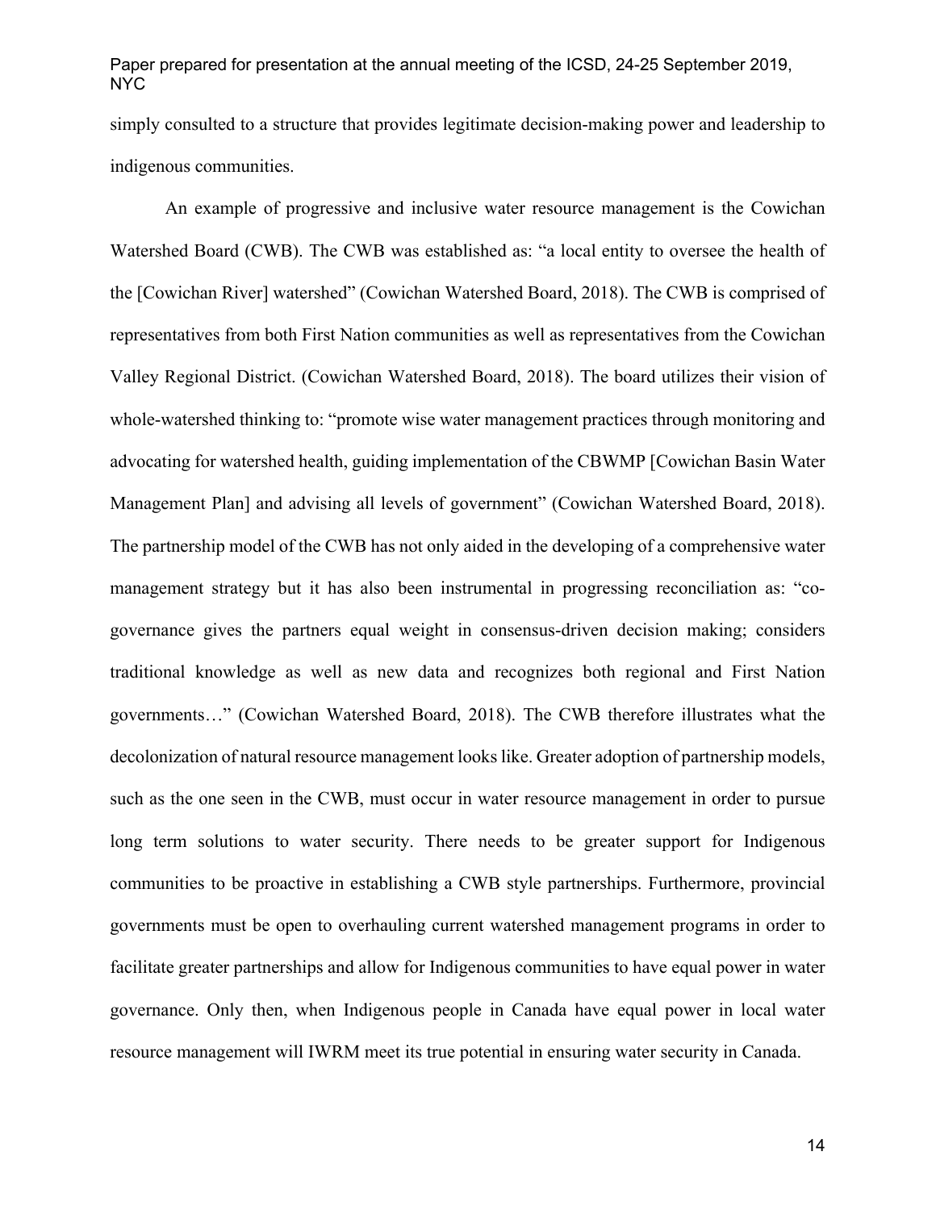simply consulted to a structure that provides legitimate decision-making power and leadership to indigenous communities.

An example of progressive and inclusive water resource management is the Cowichan Watershed Board (CWB). The CWB was established as: "a local entity to oversee the health of the [Cowichan River] watershed" (Cowichan Watershed Board, 2018). The CWB is comprised of representatives from both First Nation communities as well as representatives from the Cowichan Valley Regional District. (Cowichan Watershed Board, 2018). The board utilizes their vision of whole-watershed thinking to: "promote wise water management practices through monitoring and advocating for watershed health, guiding implementation of the CBWMP [Cowichan Basin Water Management Plan] and advising all levels of government" (Cowichan Watershed Board, 2018). The partnership model of the CWB has not only aided in the developing of a comprehensive water management strategy but it has also been instrumental in progressing reconciliation as: "co-governance gives the partners equal weight in consensus-driven decision making; considers traditional knowledge as well as new data and recognizes both regional and First Nation governments…" (Cowichan Watershed Board, 2018). The CWB therefore illustrates what the decolonization of natural resource management looks like. Greater adoption of partnership models, such as the one seen in the CWB, must occur in water resource management in order to pursue long term solutions to water security. There needs to be greater support for Indigenous communities to be proactive in establishing a CWB style partnerships. Furthermore, provincial governments must be open to overhauling current watershed management programs in order to facilitate greater partnerships and allow for Indigenous communities to have equal power in water governance. Only then, when Indigenous people in Canada have equal power in local water resource management will IWRM meet its true potential in ensuring water security in Canada.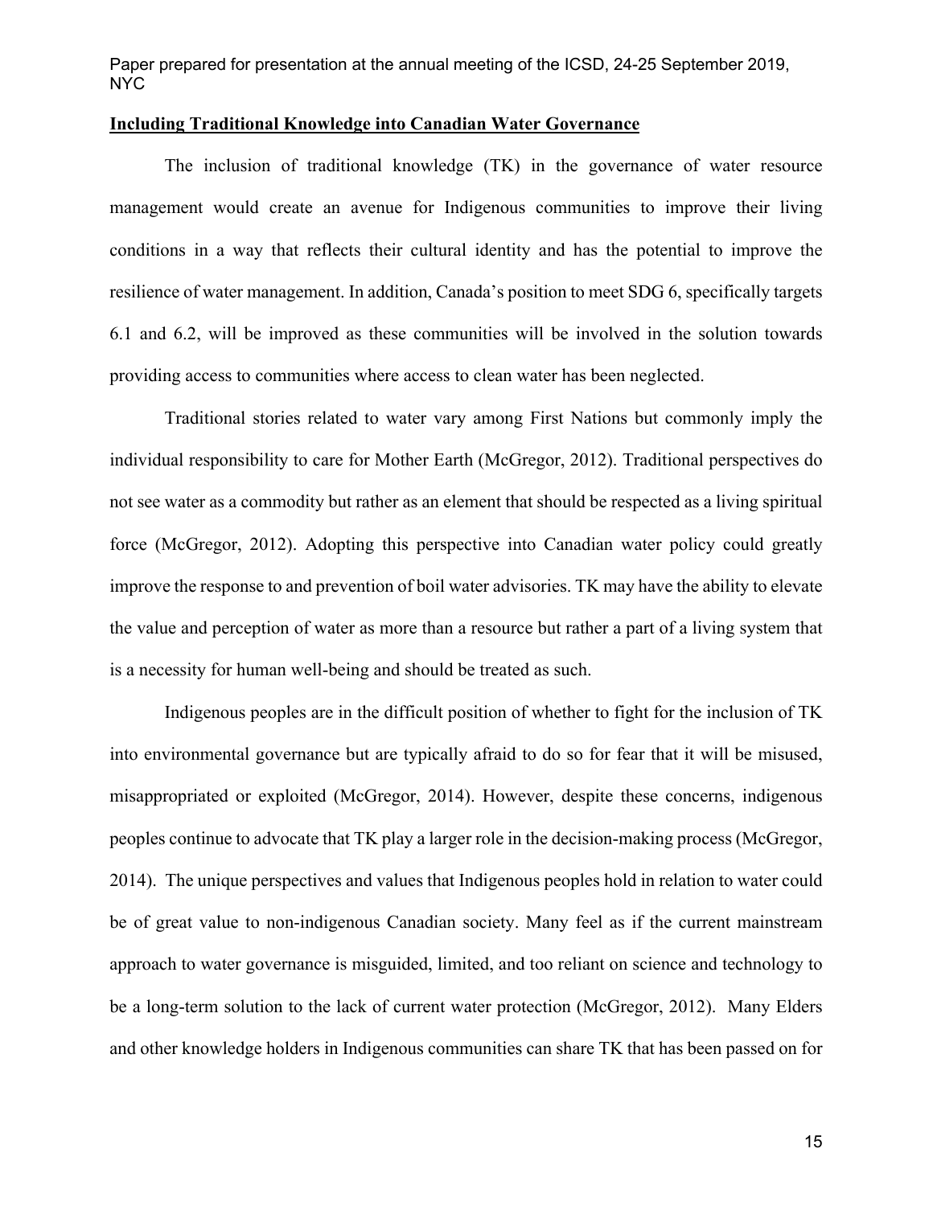## Including Traditional Knowledge into Canadian Water Governance

The inclusion of traditional knowledge (TK) in the governance of water resource management would create an avenue for Indigenous communities to improve their living conditions in a way that reflects their cultural identity and has the potential to improve the resilience of water management. In addition, Canada's position to meet SDG 6, specifically targets 6.1 and 6.2, will be improved as these communities will be involved in the solution towards providing access to communities where access to clean water has been neglected.

Traditional stories related to water vary among First Nations but commonly imply the individual responsibility to care for Mother Earth (McGregor, 2012). Traditional perspectives do not see water as a commodity but rather as an element that should be respected as a living spiritual force (McGregor, 2012). Adopting this perspective into Canadian water policy could greatly improve the response to and prevention of boil water advisories. TK may have the ability to elevate the value and perception of water as more than a resource but rather a part of a living system that is a necessity for human well-being and should be treated as such.

Indigenous peoples are in the difficult position of whether to fight for the inclusion of TK into environmental governance but are typically afraid to do so for fear that it will be misused, misappropriated or exploited (McGregor, 2014). However, despite these concerns, indigenous peoples continue to advocate that TK play a larger role in the decision-making process (McGregor, 2014). The unique perspectives and values that Indigenous peoples hold in relation to water could be of great value to non-indigenous Canadian society. Many feel as if the current mainstream approach to water governance is misguided, limited, and too reliant on science and technology to be a long-term solution to the lack of current water protection (McGregor, 2012). Many Elders and other knowledge holders in Indigenous communities can share TK that has been passed on for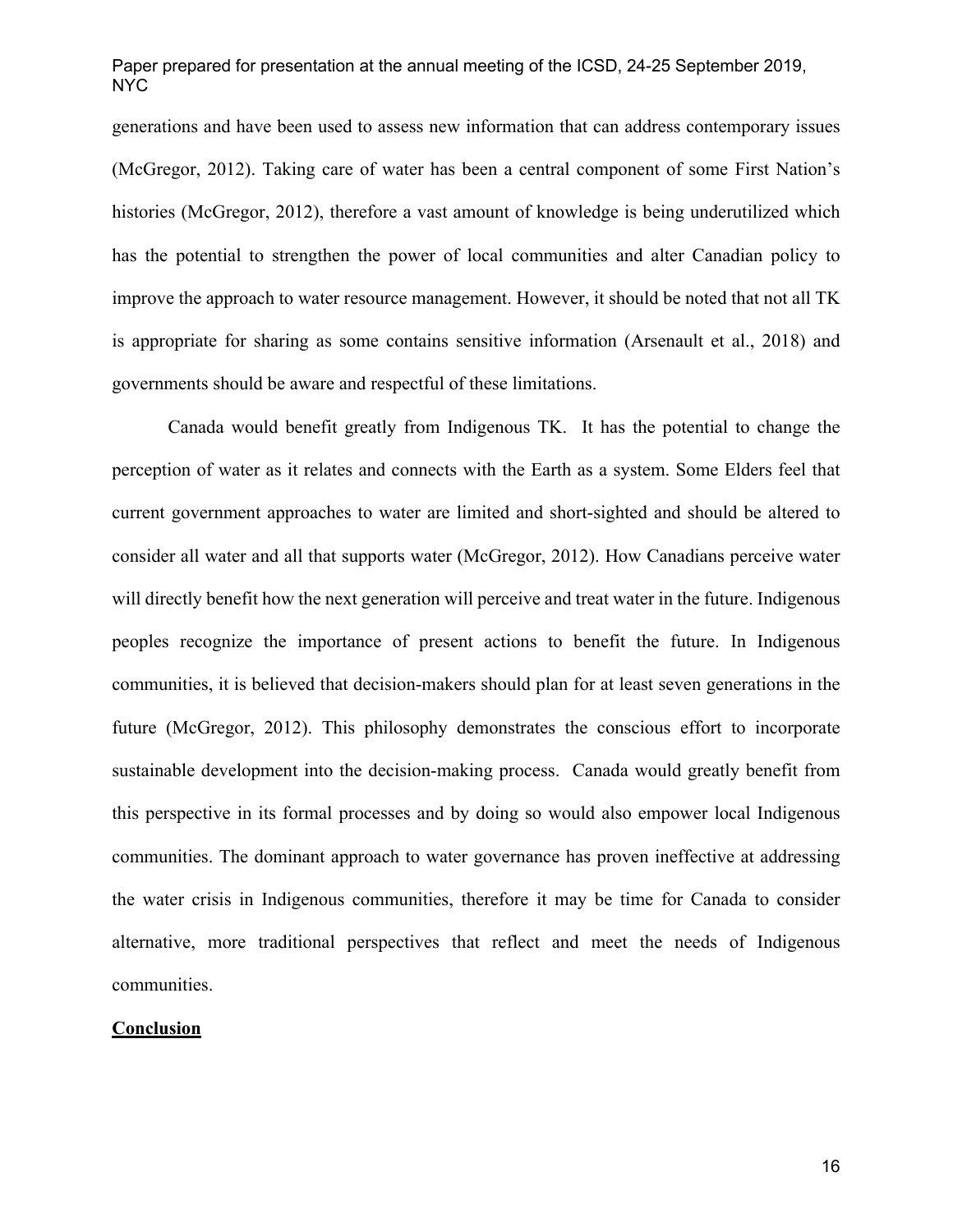generations and have been used to assess new information that can address contemporary issues (McGregor, 2012). Taking care of water has been a central component of some First Nation's histories (McGregor, 2012), therefore a vast amount of knowledge is being underutilized which has the potential to strengthen the power of local communities and alter Canadian policy to improve the approach to water resource management. However, it should be noted that not all TK is appropriate for sharing as some contains sensitive information (Arsenault et al., 2018) and governments should be aware and respectful of these limitations.

Canada would benefit greatly from Indigenous TK. It has the potential to change the perception of water as it relates and connects with the Earth as a system. Some Elders feel that current government approaches to water are limited and short-sighted and should be altered to consider all water and all that supports water (McGregor, 2012). How Canadians perceive water will directly benefit how the next generation will perceive and treat water in the future. Indigenous peoples recognize the importance of present actions to benefit the future. In Indigenous communities, it is believed that decision-makers should plan for at least seven generations in the future (McGregor, 2012). This philosophy demonstrates the conscious effort to incorporate sustainable development into the decision-making process. Canada would greatly benefit from this perspective in its formal processes and by doing so would also empower local Indigenous communities. The dominant approach to water governance has proven ineffective at addressing the water crisis in Indigenous communities, therefore it may be time for Canada to consider alternative, more traditional perspectives that reflect and meet the needs of Indigenous communities.

## Conclusion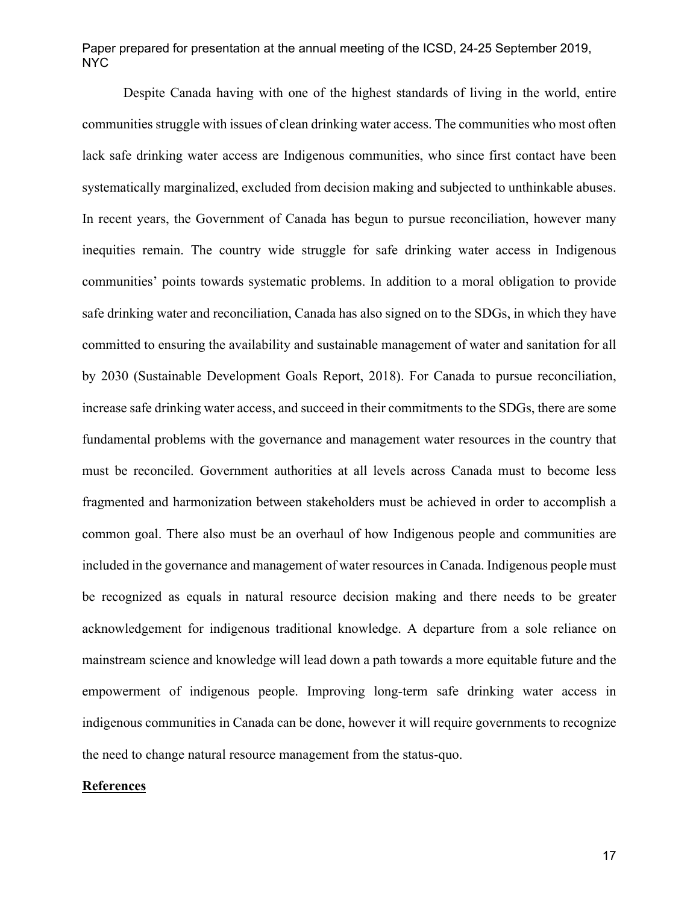Despite Canada having with one of the highest standards of living in the world, entire communities struggle with issues of clean drinking water access. The communities who most often lack safe drinking water access are Indigenous communities, who since first contact have been systematically marginalized, excluded from decision making and subjected to unthinkable abuses. In recent years, the Government of Canada has begun to pursue reconciliation, however many inequities remain. The country wide struggle for safe drinking water access in Indigenous communities' points towards systematic problems. In addition to a moral obligation to provide safe drinking water and reconciliation, Canada has also signed on to the SDGs, in which they have committed to ensuring the availability and sustainable management of water and sanitation for all by 2030 (Sustainable Development Goals Report, 2018). For Canada to pursue reconciliation, increase safe drinking water access, and succeed in their commitments to the SDGs, there are some fundamental problems with the governance and management water resources in the country that must be reconciled. Government authorities at all levels across Canada must to become less fragmented and harmonization between stakeholders must be achieved in order to accomplish a common goal. There also must be an overhaul of how Indigenous people and communities are included in the governance and management of water resources in Canada. Indigenous people must be recognized as equals in natural resource decision making and there needs to be greater acknowledgement for indigenous traditional knowledge. A departure from a sole reliance on mainstream science and knowledge will lead down a path towards a more equitable future and the empowerment of indigenous people. Improving long-term safe drinking water access in indigenous communities in Canada can be done, however it will require governments to recognize the need to change natural resource management from the status-quo.

**References**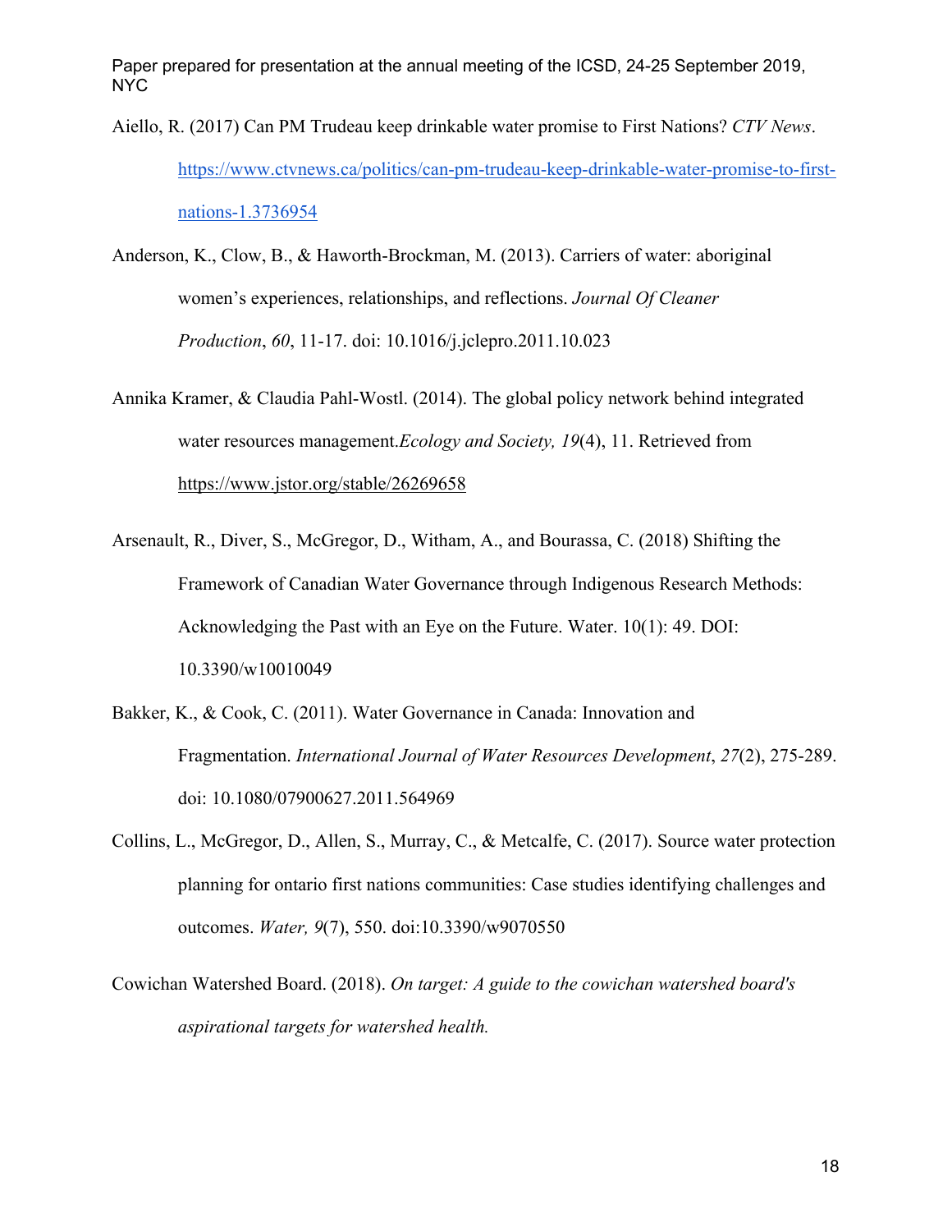Aiello, R. (2017) Can PM Trudeau keep drinkable water promise to First Nations? *CTV News*. https://www.ctvnews.ca/politics/can-pm-trudeau-keep-drinkable-water-promise-to-first-nations-1.3736954

Anderson, K., Clow, B., & Haworth-Brockman, M. (2013). Carriers of water: aboriginal women's experiences, relationships, and reflections. *Journal Of Cleaner Production*, *60*, 11-17. doi: 10.1016/j.jclepro.2011.10.023

Annika Kramer, & Claudia Pahl-Wostl. (2014). The global policy network behind integrated water resources management.*Ecology and Society, 19*(4), 11. Retrieved from https://www.jstor.org/stable/26269658

Arsenault, R., Diver, S., McGregor, D., Witham, A., and Bourassa, C. (2018) Shifting the Framework of Canadian Water Governance through Indigenous Research Methods: Acknowledging the Past with an Eye on the Future. Water. 10(1): 49. DOI: 10.3390/w10010049

Bakker, K., & Cook, C. (2011). Water Governance in Canada: Innovation and Fragmentation. *International Journal of Water Resources Development*, *27*(2), 275-289. doi: 10.1080/07900627.2011.564969

Collins, L., McGregor, D., Allen, S., Murray, C., & Metcalfe, C. (2017). Source water protection planning for ontario first nations communities: Case studies identifying challenges and outcomes. *Water, 9*(7), 550. doi:10.3390/w9070550

Cowichan Watershed Board. (2018). *On target: A guide to the cowichan watershed board's aspirational targets for watershed health.*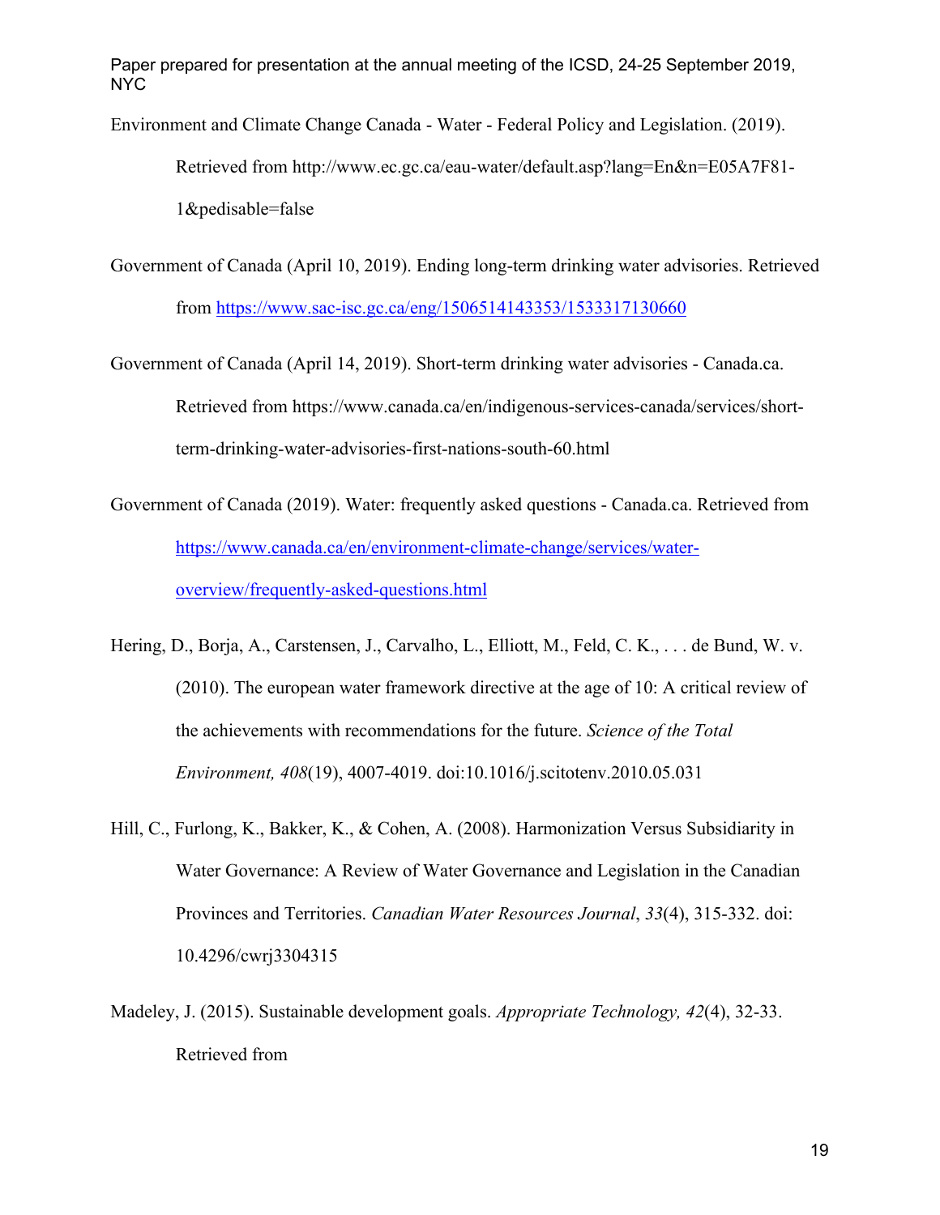Environment and Climate Change Canada - Water - Federal Policy and Legislation. (2019). Retrieved from http://www.ec.gc.ca/eau-water/default.asp?lang=En&n=E05A7F81-1&pedisable=false

Government of Canada (April 10, 2019). Ending long-term drinking water advisories. Retrieved from https://www.sac-isc.gc.ca/eng/1506514143353/1533317130660

Government of Canada (April 14, 2019). Short-term drinking water advisories - Canada.ca. Retrieved from https://www.canada.ca/en/indigenous-services-canada/services/short-term-drinking-water-advisories-first-nations-south-60.html

Government of Canada (2019). Water: frequently asked questions - Canada.ca. Retrieved from https://www.canada.ca/en/environment-climate-change/services/water-overview/frequently-asked-questions.html

Hering, D., Borja, A., Carstensen, J., Carvalho, L., Elliott, M., Feld, C. K., . . . de Bund, W. v. (2010). The european water framework directive at the age of 10: A critical review of the achievements with recommendations for the future. *Science of the Total Environment, 408*(19), 4007-4019. doi:10.1016/j.scitotenv.2010.05.031

Hill, C., Furlong, K., Bakker, K., & Cohen, A. (2008). Harmonization Versus Subsidiarity in Water Governance: A Review of Water Governance and Legislation in the Canadian Provinces and Territories. *Canadian Water Resources Journal*, *33*(4), 315-332. doi: 10.4296/cwrj3304315

Madeley, J. (2015). Sustainable development goals. *Appropriate Technology, 42*(4), 32-33. Retrieved from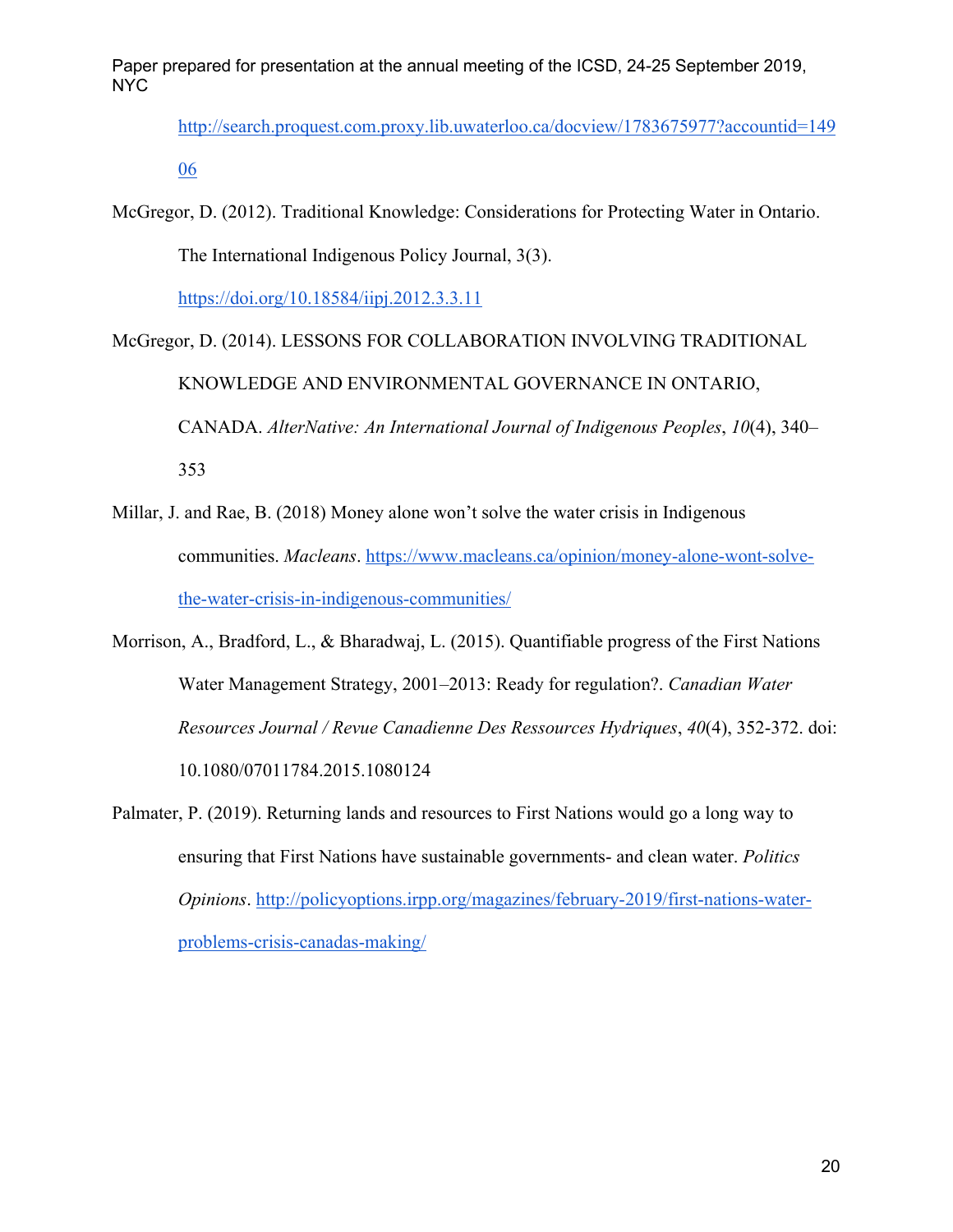http://search.proquest.com.proxy.lib.uwaterloo.ca/docview/1783675977?accountid=14906

McGregor, D. (2012). Traditional Knowledge: Considerations for Protecting Water in Ontario. The International Indigenous Policy Journal, 3(3). https://doi.org/10.18584/iipj.2012.3.3.11

McGregor, D. (2014). LESSONS FOR COLLABORATION INVOLVING TRADITIONAL KNOWLEDGE AND ENVIRONMENTAL GOVERNANCE IN ONTARIO, CANADA. *AlterNative: An International Journal of Indigenous Peoples*, *10*(4), 340–353

Millar, J. and Rae, B. (2018) Money alone won't solve the water crisis in Indigenous communities. *Macleans*. https://www.macleans.ca/opinion/money-alone-wont-solve-the-water-crisis-in-indigenous-communities/

Morrison, A., Bradford, L., & Bharadwaj, L. (2015). Quantifiable progress of the First Nations Water Management Strategy, 2001–2013: Ready for regulation?. *Canadian Water Resources Journal / Revue Canadienne Des Ressources Hydriques*, *40*(4), 352-372. doi: 10.1080/07011784.2015.1080124

Palmater, P. (2019). Returning lands and resources to First Nations would go a long way to ensuring that First Nations have sustainable governments- and clean water. *Politics Opinions*. http://policyoptions.irpp.org/magazines/february-2019/first-nations-water-problems-crisis-canadas-making/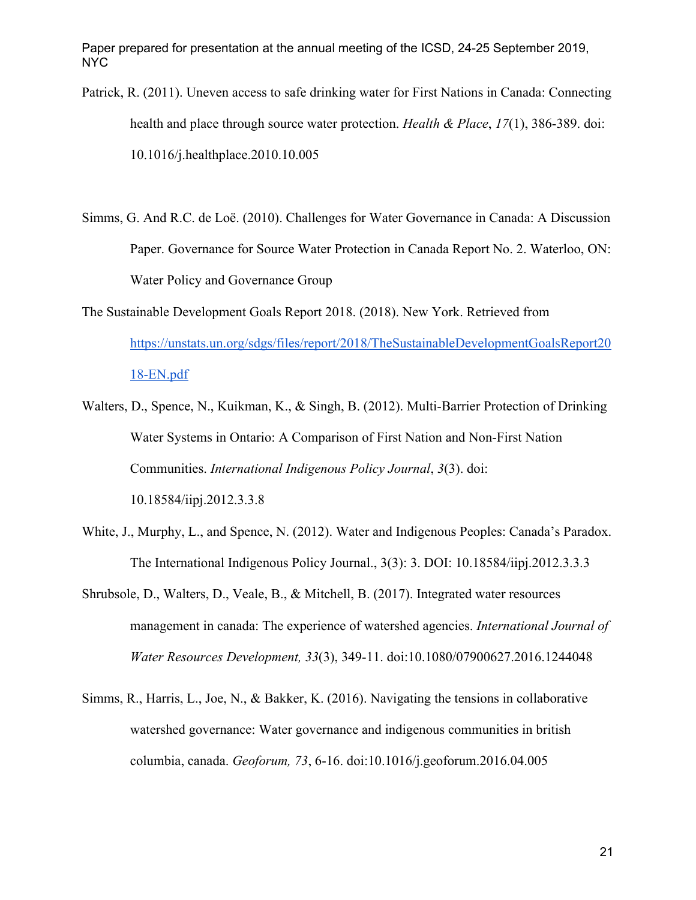Patrick, R. (2011). Uneven access to safe drinking water for First Nations in Canada: Connecting health and place through source water protection. *Health & Place*, *17*(1), 386-389. doi: 10.1016/j.healthplace.2010.10.005

Simms, G. And R.C. de Loë. (2010). Challenges for Water Governance in Canada: A Discussion Paper. Governance for Source Water Protection in Canada Report No. 2. Waterloo, ON: Water Policy and Governance Group

The Sustainable Development Goals Report 2018. (2018). New York. Retrieved from https://unstats.un.org/sdgs/files/report/2018/TheSustainableDevelopmentGoalsReport2018-EN.pdf

Walters, D., Spence, N., Kuikman, K., & Singh, B. (2012). Multi-Barrier Protection of Drinking Water Systems in Ontario: A Comparison of First Nation and Non-First Nation Communities. *International Indigenous Policy Journal*, *3*(3). doi: 10.18584/iipj.2012.3.3.8

White, J., Murphy, L., and Spence, N. (2012). Water and Indigenous Peoples: Canada's Paradox. The International Indigenous Policy Journal., 3(3): 3. DOI: 10.18584/iipj.2012.3.3.3

Shrubsole, D., Walters, D., Veale, B., & Mitchell, B. (2017). Integrated water resources management in canada: The experience of watershed agencies. *International Journal of Water Resources Development, 33*(3), 349-11. doi:10.1080/07900627.2016.1244048

Simms, R., Harris, L., Joe, N., & Bakker, K. (2016). Navigating the tensions in collaborative watershed governance: Water governance and indigenous communities in british columbia, canada. *Geoforum, 73*, 6-16. doi:10.1016/j.geoforum.2016.04.005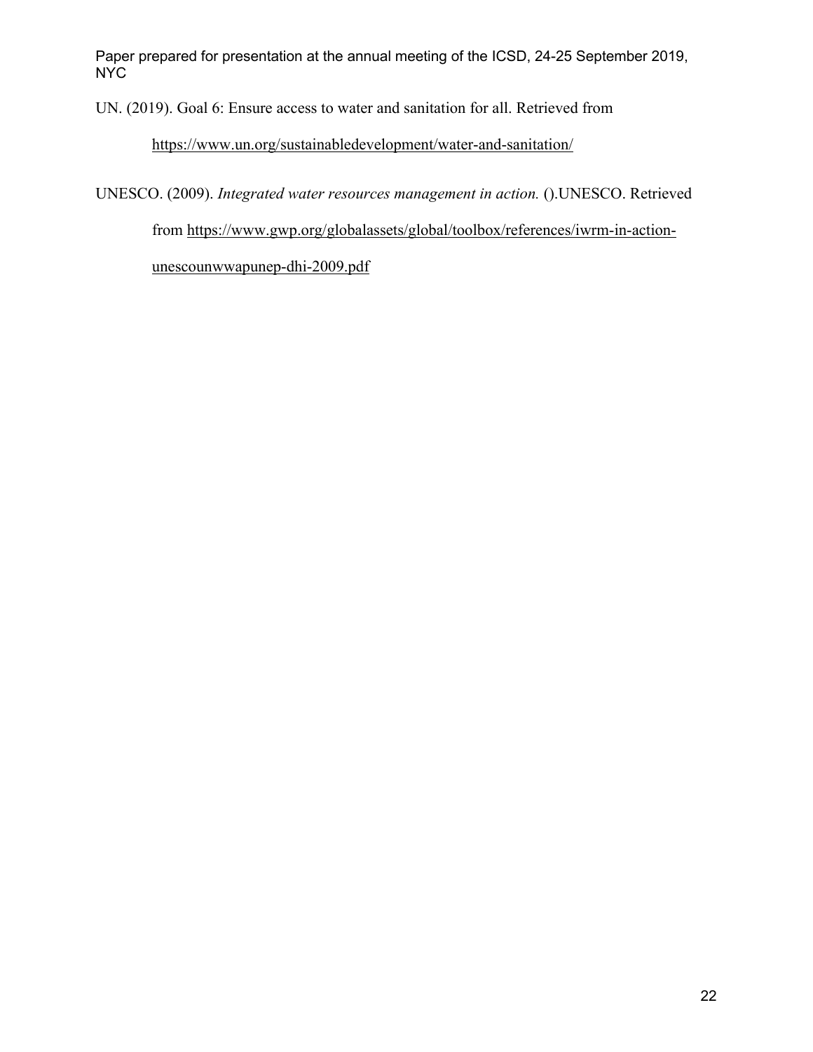UN. (2019). Goal 6: Ensure access to water and sanitation for all. Retrieved from https://www.un.org/sustainabledevelopment/water-and-sanitation/

UNESCO. (2009). *Integrated water resources management in action.* ().UNESCO. Retrieved from https://www.gwp.org/globalassets/global/toolbox/references/iwrm-in-action-unescounwwapunep-dhi-2009.pdf